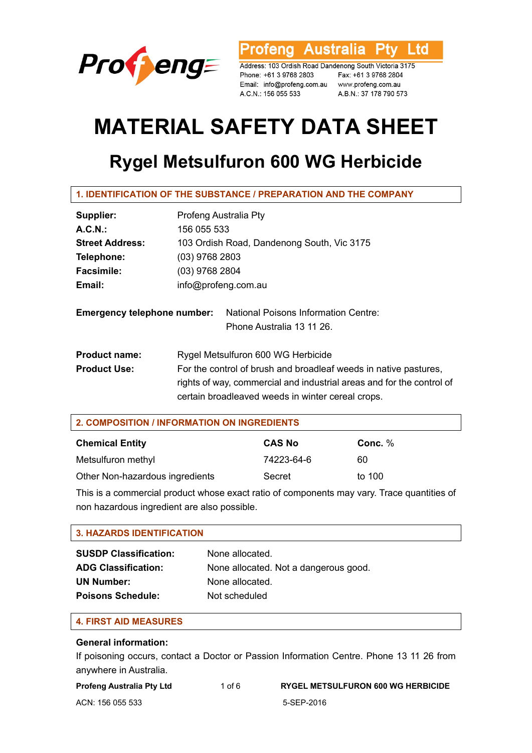**Profeng Australia Pty Ltd**

Address: 103 Ordish Road Dandenong South Victoria 3175
Phone: +61 3 9768 2803 Fax: +61 3 9768 2804
Email: info@profeng.com.au www.profeng.com.au
A.C.N.: 156 055 533 A.B.N.: 37 178 790 573

# MATERIAL SAFETY DATA SHEET

## Rygel Metsulfuron 600 WG Herbicide

### 1. IDENTIFICATION OF THE SUBSTANCE / PREPARATION AND THE COMPANY

**Supplier:** Profeng Australia Pty
**A.C.N.:** 156 055 533
**Street Address:** 103 Ordish Road, Dandenong South, Vic 3175
**Telephone:** (03) 9768 2803
**Facsimile:** (03) 9768 2804
**Email:** info@profeng.com.au

**Emergency telephone number:** National Poisons Information Centre: Phone Australia 13 11 26.

**Product name:** Rygel Metsulfuron 600 WG Herbicide
**Product Use:** For the control of brush and broadleaf weeds in native pastures, rights of way, commercial and industrial areas and for the control of certain broadleaved weeds in winter cereal crops.

### 2. COMPOSITION / INFORMATION ON INGREDIENTS

| Chemical Entity | CAS No | Conc. % |
|---|---|---|
| Metsulfuron methyl | 74223-64-6 | 60 |
| Other Non-hazardous ingredients | Secret | to 100 |

This is a commercial product whose exact ratio of components may vary. Trace quantities of non hazardous ingredient are also possible.

### 3. HAZARDS IDENTIFICATION

**SUSDP Classification:** None allocated.
**ADG Classification:** None allocated. Not a dangerous good.
**UN Number:** None allocated.
**Poisons Schedule:** Not scheduled

### 4. FIRST AID MEASURES

**General information:**
If poisoning occurs, contact a Doctor or Passion Information Centre. Phone 13 11 26 from anywhere in Australia.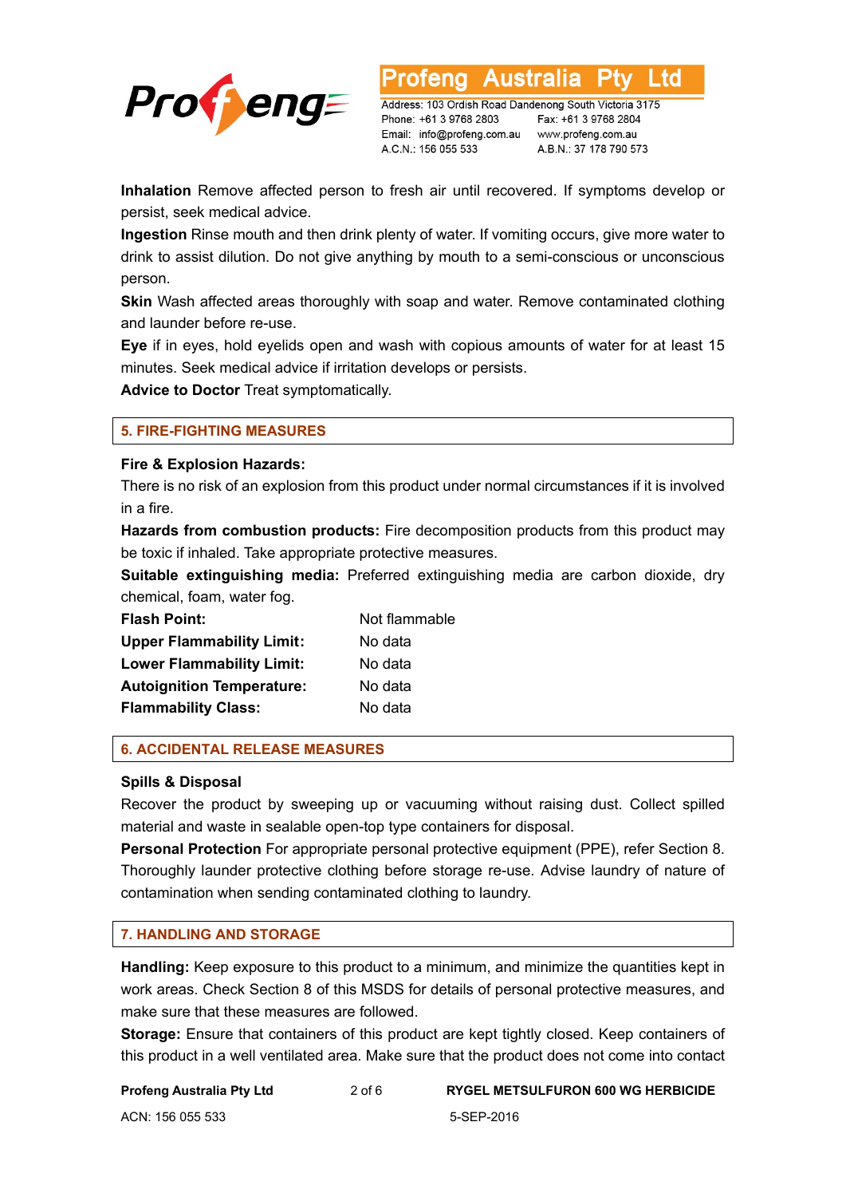**Inhalation** Remove affected person to fresh air until recovered. If symptoms develop or persist, seek medical advice.

**Ingestion** Rinse mouth and then drink plenty of water. If vomiting occurs, give more water to drink to assist dilution. Do not give anything by mouth to a semi-conscious or unconscious person.

**Skin** Wash affected areas thoroughly with soap and water. Remove contaminated clothing and launder before re-use.

**Eye** if in eyes, hold eyelids open and wash with copious amounts of water for at least 15 minutes. Seek medical advice if irritation develops or persists.

**Advice to Doctor** Treat symptomatically.

## 5. FIRE-FIGHTING MEASURES

**Fire & Explosion Hazards:**

There is no risk of an explosion from this product under normal circumstances if it is involved in a fire.

**Hazards from combustion products:** Fire decomposition products from this product may be toxic if inhaled. Take appropriate protective measures.

**Suitable extinguishing media:** Preferred extinguishing media are carbon dioxide, dry chemical, foam, water fog.

| | |
|---|---|
| **Flash Point:** | Not flammable |
| **Upper Flammability Limit:** | No data |
| **Lower Flammability Limit:** | No data |
| **Autoignition Temperature:** | No data |
| **Flammability Class:** | No data |

## 6. ACCIDENTAL RELEASE MEASURES

**Spills & Disposal**

Recover the product by sweeping up or vacuuming without raising dust. Collect spilled material and waste in sealable open-top type containers for disposal.

**Personal Protection** For appropriate personal protective equipment (PPE), refer Section 8. Thoroughly launder protective clothing before storage re-use. Advise laundry of nature of contamination when sending contaminated clothing to laundry.

## 7. HANDLING AND STORAGE

**Handling:** Keep exposure to this product to a minimum, and minimize the quantities kept in work areas. Check Section 8 of this MSDS for details of personal protective measures, and make sure that these measures are followed.

**Storage:** Ensure that containers of this product are kept tightly closed. Keep containers of this product in a well ventilated area. Make sure that the product does not come into contact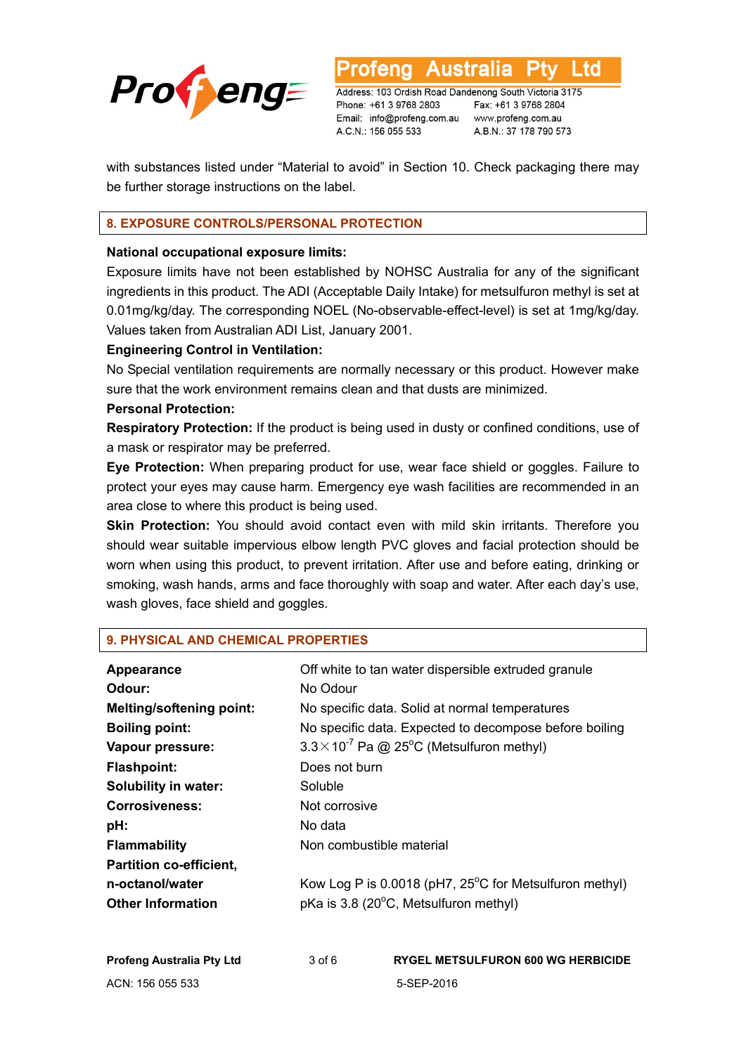with substances listed under "Material to avoid" in Section 10. Check packaging there may be further storage instructions on the label.

## 8. EXPOSURE CONTROLS/PERSONAL PROTECTION

**National occupational exposure limits:**

Exposure limits have not been established by NOHSC Australia for any of the significant ingredients in this product. The ADI (Acceptable Daily Intake) for metsulfuron methyl is set at 0.01mg/kg/day. The corresponding NOEL (No-observable-effect-level) is set at 1mg/kg/day. Values taken from Australian ADI List, January 2001.

**Engineering Control in Ventilation:**

No Special ventilation requirements are normally necessary or this product. However make sure that the work environment remains clean and that dusts are minimized.

**Personal Protection:**

**Respiratory Protection:** If the product is being used in dusty or confined conditions, use of a mask or respirator may be preferred.

**Eye Protection:** When preparing product for use, wear face shield or goggles. Failure to protect your eyes may cause harm. Emergency eye wash facilities are recommended in an area close to where this product is being used.

**Skin Protection:** You should avoid contact even with mild skin irritants. Therefore you should wear suitable impervious elbow length PVC gloves and facial protection should be worn when using this product, to prevent irritation. After use and before eating, drinking or smoking, wash hands, arms and face thoroughly with soap and water. After each day's use, wash gloves, face shield and goggles.

## 9. PHYSICAL AND CHEMICAL PROPERTIES

| | |
|---|---|
| **Appearance** | Off white to tan water dispersible extruded granule |
| **Odour:** | No Odour |
| **Melting/softening point:** | No specific data. Solid at normal temperatures |
| **Boiling point:** | No specific data. Expected to decompose before boiling |
| **Vapour pressure:** | $3.3 \times 10^{-7}$ Pa @ 25°C (Metsulfuron methyl) |
| **Flashpoint:** | Does not burn |
| **Solubility in water:** | Soluble |
| **Corrosiveness:** | Not corrosive |
| **pH:** | No data |
| **Flammability** | Non combustible material |
| **Partition co-efficient, n-octanol/water** | Kow Log P is 0.0018 (pH7, 25°C for Metsulfuron methyl) |
| **Other Information** | pKa is 3.8 (20°C, Metsulfuron methyl) |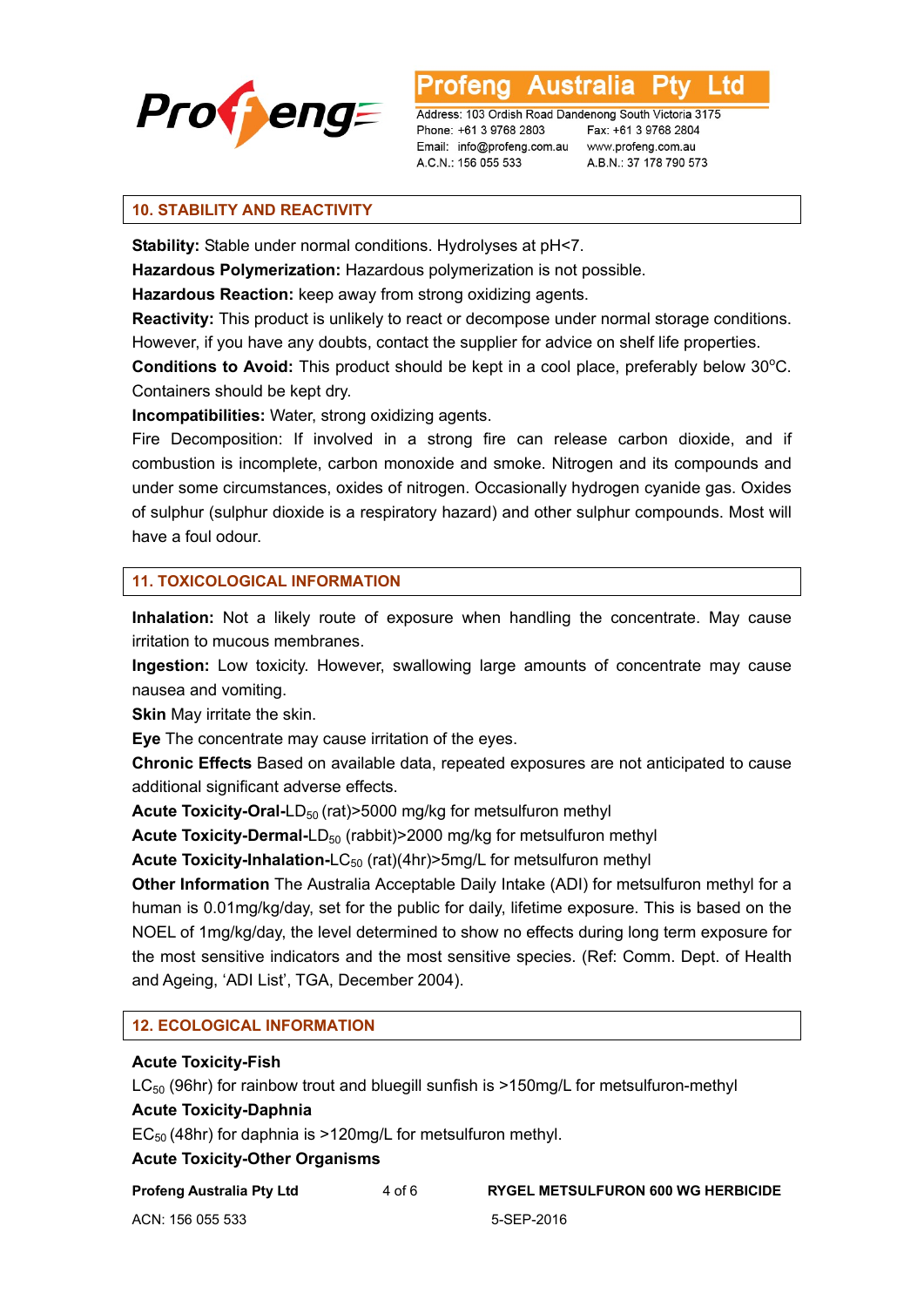## 10. STABILITY AND REACTIVITY

**Stability:** Stable under normal conditions. Hydrolyses at pH<7.

**Hazardous Polymerization:** Hazardous polymerization is not possible.

**Hazardous Reaction:** keep away from strong oxidizing agents.

**Reactivity:** This product is unlikely to react or decompose under normal storage conditions. However, if you have any doubts, contact the supplier for advice on shelf life properties.

**Conditions to Avoid:** This product should be kept in a cool place, preferably below 30°C. Containers should be kept dry.

**Incompatibilities:** Water, strong oxidizing agents.

Fire Decomposition: If involved in a strong fire can release carbon dioxide, and if combustion is incomplete, carbon monoxide and smoke. Nitrogen and its compounds and under some circumstances, oxides of nitrogen. Occasionally hydrogen cyanide gas. Oxides of sulphur (sulphur dioxide is a respiratory hazard) and other sulphur compounds. Most will have a foul odour.

## 11. TOXICOLOGICAL INFORMATION

**Inhalation:** Not a likely route of exposure when handling the concentrate. May cause irritation to mucous membranes.

**Ingestion:** Low toxicity. However, swallowing large amounts of concentrate may cause nausea and vomiting.

**Skin** May irritate the skin.

**Eye** The concentrate may cause irritation of the eyes.

**Chronic Effects** Based on available data, repeated exposures are not anticipated to cause additional significant adverse effects.

**Acute Toxicity-Oral-**$LD_{50}$ (rat)>5000 mg/kg for metsulfuron methyl

**Acute Toxicity-Dermal-**$LD_{50}$ (rabbit)>2000 mg/kg for metsulfuron methyl

**Acute Toxicity-Inhalation-**$LC_{50}$ (rat)(4hr)>5mg/L for metsulfuron methyl

**Other Information** The Australia Acceptable Daily Intake (ADI) for metsulfuron methyl for a human is 0.01mg/kg/day, set for the public for daily, lifetime exposure. This is based on the NOEL of 1mg/kg/day, the level determined to show no effects during long term exposure for the most sensitive indicators and the most sensitive species. (Ref: Comm. Dept. of Health and Ageing, 'ADI List', TGA, December 2004).

## 12. ECOLOGICAL INFORMATION

**Acute Toxicity-Fish**

$LC_{50}$ (96hr) for rainbow trout and bluegill sunfish is >150mg/L for metsulfuron-methyl

**Acute Toxicity-Daphnia**

$EC_{50}$ (48hr) for daphnia is >120mg/L for metsulfuron methyl.

**Acute Toxicity-Other Organisms**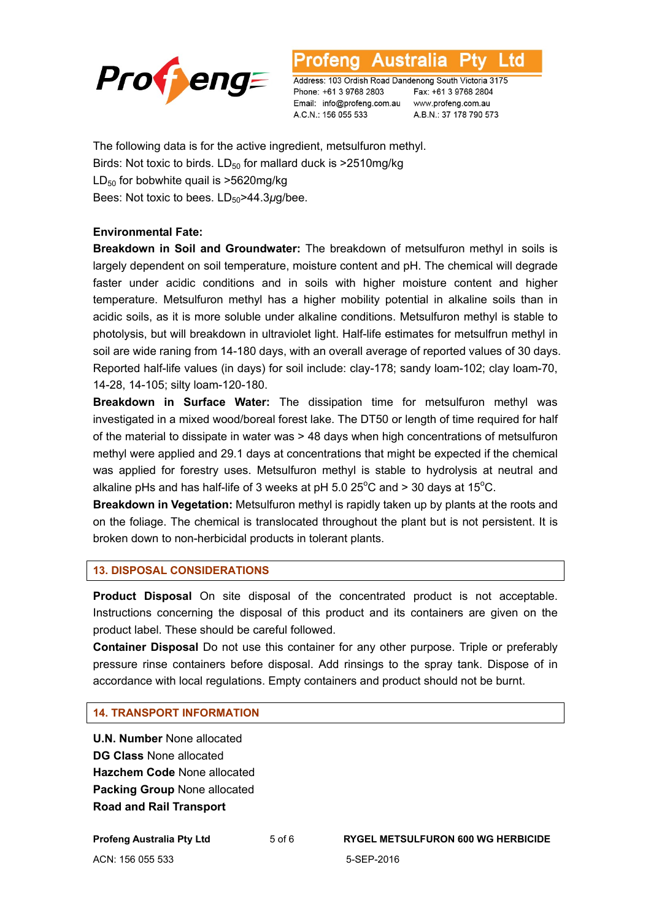The following data is for the active ingredient, metsulfuron methyl.
Birds: Not toxic to birds. $LD_{50}$ for mallard duck is >2510mg/kg
$LD_{50}$ for bobwhite quail is >5620mg/kg
Bees: Not toxic to bees. $LD_{50}$>44.3μg/bee.

**Environmental Fate:**

**Breakdown in Soil and Groundwater:** The breakdown of metsulfuron methyl in soils is largely dependent on soil temperature, moisture content and pH. The chemical will degrade faster under acidic conditions and in soils with higher moisture content and higher temperature. Metsulfuron methyl has a higher mobility potential in alkaline soils than in acidic soils, as it is more soluble under alkaline conditions. Metsulfuron methyl is stable to photolysis, but will breakdown in ultraviolet light. Half-life estimates for metsulfrun methyl in soil are wide raning from 14-180 days, with an overall average of reported values of 30 days. Reported half-life values (in days) for soil include: clay-178; sandy loam-102; clay loam-70, 14-28, 14-105; silty loam-120-180.

**Breakdown in Surface Water:** The dissipation time for metsulfuron methyl was investigated in a mixed wood/boreal forest lake. The DT50 or length of time required for half of the material to dissipate in water was > 48 days when high concentrations of metsulfuron methyl were applied and 29.1 days at concentrations that might be expected if the chemical was applied for forestry uses. Metsulfuron methyl is stable to hydrolysis at neutral and alkaline pHs and has half-life of 3 weeks at pH 5.0 25°C and > 30 days at 15°C.

**Breakdown in Vegetation:** Metsulfuron methyl is rapidly taken up by plants at the roots and on the foliage. The chemical is translocated throughout the plant but is not persistent. It is broken down to non-herbicidal products in tolerant plants.

## 13. DISPOSAL CONSIDERATIONS

**Product Disposal** On site disposal of the concentrated product is not acceptable. Instructions concerning the disposal of this product and its containers are given on the product label. These should be careful followed.

**Container Disposal** Do not use this container for any other purpose. Triple or preferably pressure rinse containers before disposal. Add rinsings to the spray tank. Dispose of in accordance with local regulations. Empty containers and product should not be burnt.

## 14. TRANSPORT INFORMATION

**U.N. Number** None allocated
**DG Class** None allocated
**Hazchem Code** None allocated
**Packing Group** None allocated
**Road and Rail Transport**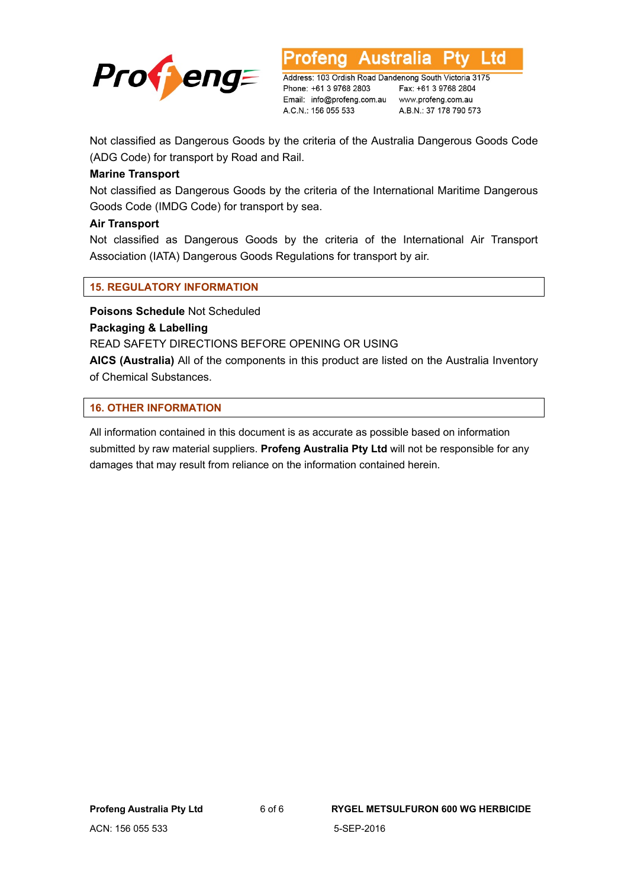Not classified as Dangerous Goods by the criteria of the Australia Dangerous Goods Code (ADG Code) for transport by Road and Rail.

**Marine Transport**

Not classified as Dangerous Goods by the criteria of the International Maritime Dangerous Goods Code (IMDG Code) for transport by sea.

**Air Transport**

Not classified as Dangerous Goods by the criteria of the International Air Transport Association (IATA) Dangerous Goods Regulations for transport by air.

## 15. REGULATORY INFORMATION

**Poisons Schedule** Not Scheduled

**Packaging & Labelling**

READ SAFETY DIRECTIONS BEFORE OPENING OR USING

**AICS (Australia)** All of the components in this product are listed on the Australia Inventory of Chemical Substances.

## 16. OTHER INFORMATION

All information contained in this document is as accurate as possible based on information submitted by raw material suppliers. **Profeng Australia Pty Ltd** will not be responsible for any damages that may result from reliance on the information contained herein.